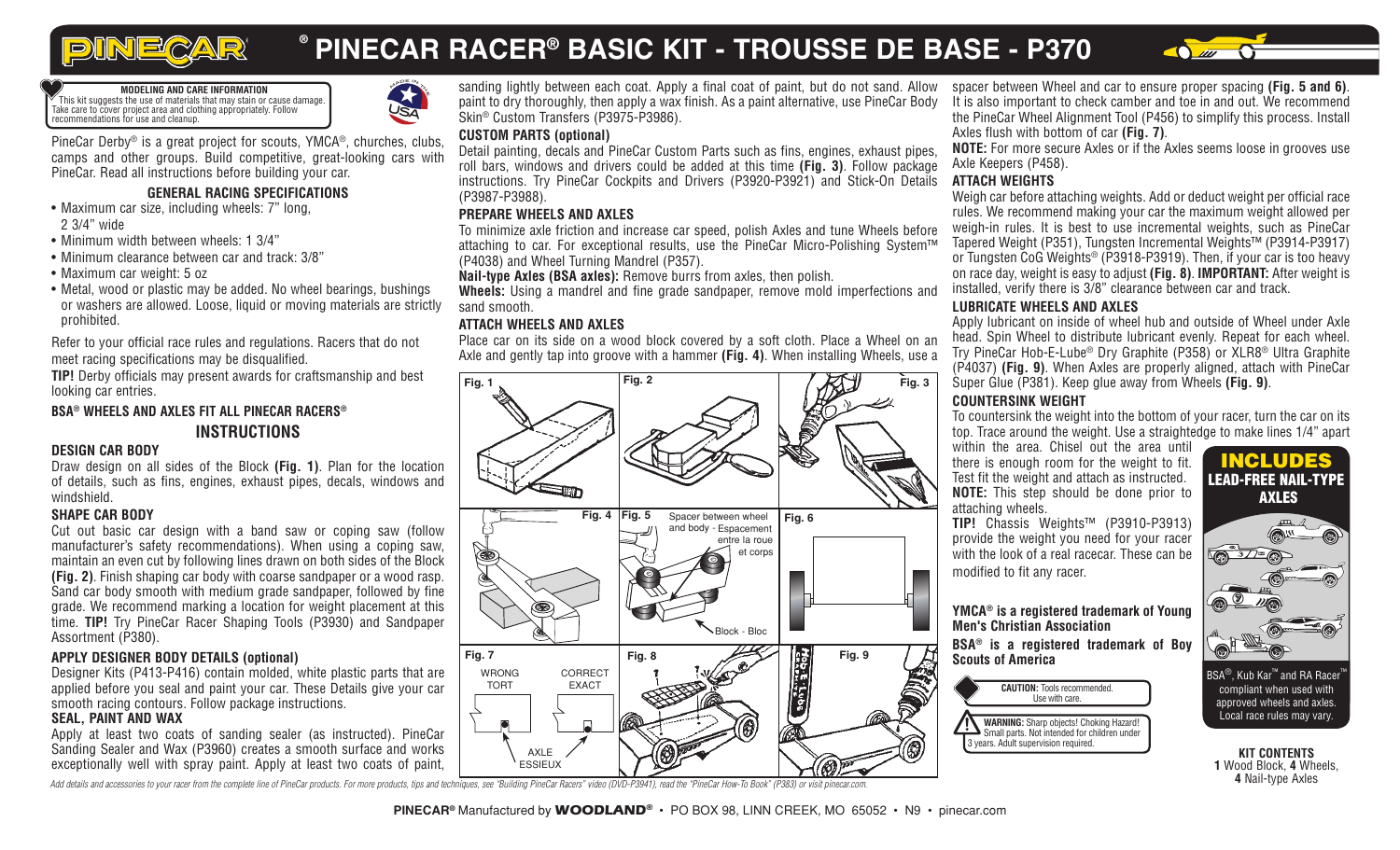# PINECAR RACER® BASIC KIT - TROUSSE DE BASE - P370

**MODELING AND CARE INFORMATION**
This kit suggests the use of materials that may stain or cause damage. Take care to cover project area and clothing appropriately. Follow recommendations for use and cleanup.

PineCar Derby® is a great project for scouts, YMCA®, churches, clubs, camps and other groups. Build competitive, great-looking cars with PineCar. Read all instructions before building your car.

### GENERAL RACING SPECIFICATIONS

- Maximum car size, including wheels: 7" long, 2 3/4" wide
- Minimum width between wheels: 1 3/4"
- Minimum clearance between car and track: 3/8"
- Maximum car weight: 5 oz
- Metal, wood or plastic may be added. No wheel bearings, bushings or washers are allowed. Loose, liquid or moving materials are strictly prohibited.

Refer to your official race rules and regulations. Racers that do not meet racing specifications may be disqualified.

**TIP!** Derby officials may present awards for craftsmanship and best looking car entries.

**BSA® WHEELS AND AXLES FIT ALL PINECAR RACERS®**

## INSTRUCTIONS

### DESIGN CAR BODY

Draw design on all sides of the Block **(Fig. 1)**. Plan for the location of details, such as fins, engines, exhaust pipes, decals, windows and windshield.

### SHAPE CAR BODY

Cut out basic car design with a band saw or coping saw (follow manufacturer's safety recommendations). When using a coping saw, maintain an even cut by following lines drawn on both sides of the Block **(Fig. 2)**. Finish shaping car body with coarse sandpaper or a wood rasp. Sand car body smooth with medium grade sandpaper, followed by fine grade. We recommend marking a location for weight placement at this time. **TIP!** Try PineCar Racer Shaping Tools (P3930) and Sandpaper Assortment (P380).

### APPLY DESIGNER BODY DETAILS (optional)

Designer Kits (P413-P416) contain molded, white plastic parts that are applied before you seal and paint your car. These Details give your car smooth racing contours. Follow package instructions.

### SEAL, PAINT AND WAX

Apply at least two coats of sanding sealer (as instructed). PineCar Sanding Sealer and Wax (P3960) creates a smooth surface and works exceptionally well with spray paint. Apply at least two coats of paint, sanding lightly between each coat. Apply a final coat of paint, but do not sand. Allow paint to dry thoroughly, then apply a wax finish. As a paint alternative, use PineCar Body Skin® Custom Transfers (P3975-P3986).

### CUSTOM PARTS (optional)

Detail painting, decals and PineCar Custom Parts such as fins, engines, exhaust pipes, roll bars, windows and drivers could be added at this time **(Fig. 3)**. Follow package instructions. Try PineCar Cockpits and Drivers (P3920-P3921) and Stick-On Details (P3987-P3988).

### PREPARE WHEELS AND AXLES

To minimize axle friction and increase car speed, polish Axles and tune Wheels before attaching to car. For exceptional results, use the PineCar Micro-Polishing System™ (P4038) and Wheel Turning Mandrel (P357).

**Nail-type Axles (BSA axles):** Remove burrs from axles, then polish.

**Wheels:** Using a mandrel and fine grade sandpaper, remove mold imperfections and sand smooth.

### ATTACH WHEELS AND AXLES

Place car on its side on a wood block covered by a soft cloth. Place a Wheel on an Axle and gently tap into groove with a hammer **(Fig. 4)**. When installing Wheels, use a spacer between Wheel and car to ensure proper spacing **(Fig. 5 and 6)**. It is also important to check camber and toe in and out. We recommend the PineCar Wheel Alignment Tool (P456) to simplify this process. Install Axles flush with bottom of car **(Fig. 7)**.

**NOTE:** For more secure Axles or if the Axles seems loose in grooves use Axle Keepers (P458).

Fig. 1

Fig. 2

Fig. 3

Fig. 4

Fig. 5 Spacer between wheel and body - Espacement entre la roue et corps

Block - Bloc

Fig. 6

Fig. 7 WRONG TORT CORRECT EXACT AXLE ESSIEUX

Fig. 8

Fig. 9

### ATTACH WEIGHTS

Weigh car before attaching weights. Add or deduct weight per official race rules. We recommend making your car the maximum weight allowed per weigh-in rules. It is best to use incremental weights, such as PineCar Tapered Weight (P351), Tungsten Incremental Weights™ (P3914-P3917) or Tungsten CoG Weights® (P3918-P3919). Then, if your car is too heavy on race day, weight is easy to adjust **(Fig. 8)**. **IMPORTANT:** After weight is installed, verify there is 3/8" clearance between car and track.

### LUBRICATE WHEELS AND AXLES

Apply lubricant on inside of wheel hub and outside of Wheel under Axle head. Spin Wheel to distribute lubricant evenly. Repeat for each wheel. Try PineCar Hob-E-Lube® Dry Graphite (P358) or XLR8® Ultra Graphite (P4037) **(Fig. 9)**. When Axles are properly aligned, attach with PineCar Super Glue (P381). Keep glue away from Wheels **(Fig. 9)**.

### COUNTERSINK WEIGHT

To countersink the weight into the bottom of your racer, turn the car on its top. Trace around the weight. Use a straightedge to make lines 1/4" apart within the area. Chisel out the area until there is enough room for the weight to fit. Test fit the weight and attach as instructed. **NOTE:** This step should be done prior to attaching wheels.

**TIP!** Chassis Weights™ (P3910-P3913) provide the weight you need for your racer with the look of a real racecar. These can be modified to fit any racer.

**YMCA® is a registered trademark of Young Men's Christian Association**

**BSA® is a registered trademark of Boy Scouts of America**

**CAUTION:** Tools recommended. Use with care.

**WARNING:** Sharp objects! Choking Hazard! Small parts. Not intended for children under 3 years. Adult supervision required.

**INCLUDES LEAD-FREE NAIL-TYPE AXLES**

BSA®, Kub Kar™ and RA Racer™ compliant when used with approved wheels and axles. Local race rules may vary.

**KIT CONTENTS**
**1** Wood Block, **4** Wheels, **4** Nail-type Axles

*Add details and accessories to your racer from the complete line of PineCar products. For more products, tips and techniques, see "Building PineCar Racers" video (DVD-P3941), read the "PineCar How-To Book" (P383) or visit pinecar.com.*

**PINECAR®** Manufactured by **WOODLAND®** • PO BOX 98, LINN CREEK, MO 65052 • N9 • pinecar.com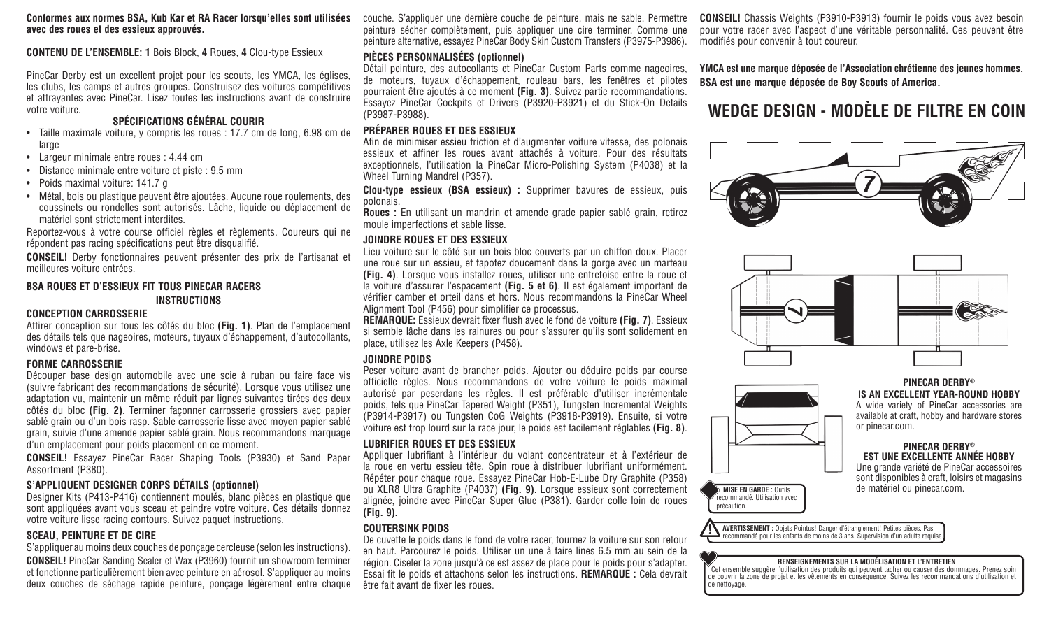**Conformes aux normes BSA, Kub Kar et RA Racer lorsqu'elles sont utilisées avec des roues et des essieux approuvés.**

**CONTENU DE L'ENSEMBLE: 1** Bois Block, **4** Roues, **4** Clou-type Essieux

PineCar Derby est un excellent projet pour les scouts, les YMCA, les églises, les clubs, les camps et autres groupes. Construisez des voitures compétitives et attrayantes avec PineCar. Lisez toutes les instructions avant de construire votre voiture.

### SPÉCIFICATIONS GÉNÉRAL COURIR

- Taille maximale voiture, y compris les roues : 17.7 cm de long, 6.98 cm de large
- Largeur minimale entre roues : 4.44 cm
- Distance minimale entre voiture et piste : 9.5 mm
- Poids maximal voiture: 141.7 g
- Métal, bois ou plastique peuvent être ajoutées. Aucune roue roulements, des coussinets ou rondelles sont autorisés. Lâche, liquide ou déplacement de matériel sont strictement interdites.

Reportez-vous à votre course officiel règles et règlements. Coureurs qui ne répondent pas racing spécifications peut être disqualifié.

**CONSEIL!** Derby fonctionnaires peuvent présenter des prix de l'artisanat et meilleures voiture entrées.

### BSA ROUES ET D'ESSIEUX FIT TOUS PINECAR RACERS

### INSTRUCTIONS

#### CONCEPTION CARROSSERIE

Attirer conception sur tous les côtés du bloc **(Fig. 1)**. Plan de l'emplacement des détails tels que nageoires, moteurs, tuyaux d'échappement, d'autocollants, windows et pare-brise.

#### FORME CARROSSERIE

Découper base design automobile avec une scie à ruban ou faire face vis (suivre fabricant des recommandations de sécurité). Lorsque vous utilisez une adaptation vu, maintenir un même réduit par lignes suivantes tirées des deux côtés du bloc **(Fig. 2)**. Terminer façonner carrosserie grossiers avec papier sablé grain ou d'un bois rasp. Sable carrosserie lisse avec moyen papier sablé grain, suivie d'une amende papier sablé grain. Nous recommandons marquage d'un emplacement pour poids placement en ce moment.

**CONSEIL!** Essayez PineCar Racer Shaping Tools (P3930) et Sand Paper Assortment (P380).

#### S'APPLIQUENT DESIGNER CORPS DÉTAILS (optionnel)

Designer Kits (P413-P416) contiennent moulés, blanc pièces en plastique que sont appliquées avant vous sceau et peindre votre voiture. Ces détails donnez votre voiture lisse racing contours. Suivez paquet instructions.

#### SCEAU, PEINTURE ET DE CIRE

S'appliquer au moins deux couches de ponçage cercleuse (selon les instructions).

**CONSEIL!** PineCar Sanding Sealer et Wax (P3960) fournit un showroom terminer et fonctionne particulièrement bien avec peinture en aérosol. S'appliquer au moins deux couches de séchage rapide peinture, ponçage légèrement entre chaque couche. S'appliquer une dernière couche de peinture, mais ne sable. Permettre peinture sécher complètement, puis appliquer une cire terminer. Comme une peinture alternative, essayez PineCar Body Skin Custom Transfers (P3975-P3986).

#### PIÈCES PERSONNALISÉES (optionnel)

Détail peinture, des autocollants et PineCar Custom Parts comme nageoires, de moteurs, tuyaux d'échappement, rouleau bars, les fenêtres et pilotes pourraient être ajoutés à ce moment **(Fig. 3)**. Suivez partie recommandations. Essayez PineCar Cockpits et Drivers (P3920-P3921) et du Stick-On Details (P3987-P3988).

#### PRÉPARER ROUES ET DES ESSIEUX

Afin de minimiser essieu friction et d'augmenter voiture vitesse, des polonais essieux et affiner les roues avant attachés à voiture. Pour des résultats exceptionnels, l'utilisation la PineCar Micro-Polishing System (P4038) et la Wheel Turning Mandrel (P357).

**Clou-type essieux (BSA essieux) :** Supprimer bavures de essieux, puis polonais.

**Roues :** En utilisant un mandrin et amende grade papier sablé grain, retirez moule imperfections et sable lisse.

#### JOINDRE ROUES ET DES ESSIEUX

Lieu voiture sur le côté sur un bois bloc couverts par un chiffon doux. Placer une roue sur un essieu, et tapotez doucement dans la gorge avec un marteau **(Fig. 4)**. Lorsque vous installez roues, utiliser une entretoise entre la roue et la voiture d'assurer l'espacement **(Fig. 5 et 6)**. Il est également important de vérifier camber et orteil dans et hors. Nous recommandons la PineCar Wheel Alignment Tool (P456) pour simplifier ce processus.

**REMARQUE:** Essieux devrait fixer flush avec le fond de voiture **(Fig. 7)**. Essieux si semble lâche dans les rainures ou pour s'assurer qu'ils sont solidement en place, utilisez les Axle Keepers (P458).

#### JOINDRE POIDS

Peser voiture avant de brancher poids. Ajouter ou déduire poids par course officielle règles. Nous recommandons de votre voiture le poids maximal autorisé par peserdans les règles. Il est préférable d'utiliser incrémentale poids, tels que PineCar Tapered Weight (P351), Tungsten Incremental Weights (P3914-P3917) ou Tungsten CoG Weights (P3918-P3919). Ensuite, si votre voiture est trop lourd sur la race jour, le poids est facilement réglables **(Fig. 8)**.

#### LUBRIFIER ROUES ET DES ESSIEUX

Appliquer lubrifiant à l'intérieur du volant concentrateur et à l'extérieur de la roue en vertu essieu tête. Spin roue à distribuer lubrifiant uniformément. Répéter pour chaque roue. Essayez PineCar Hob-E-Lube Dry Graphite (P358) ou XLR8 Ultra Graphite (P4037) **(Fig. 9)**. Lorsque essieux sont correctement alignée, joindre avec PineCar Super Glue (P381). Garder colle loin de roues **(Fig. 9)**.

#### COUTERSINK POIDS

De cuvette le poids dans le fond de votre racer, tournez la voiture sur son retour en haut. Parcourez le poids. Utiliser un une à faire lines 6.5 mm au sein de la région. Ciseler la zone jusqu'à ce est assez de place pour le poids pour s'adapter. Essai fit le poids et attachons selon les instructions. **REMARQUE :** Cela devrait être fait avant de fixer les roues.

**CONSEIL!** Chassis Weights (P3910-P3913) fournir le poids vous avez besoin pour votre racer avec l'aspect d'une véritable personnalité. Ces peuvent être modifiés pour convenir à tout coureur.

**YMCA est une marque déposée de l'Association chrétienne des jeunes hommes.**
**BSA est une marque déposée de Boy Scouts of America.**

## WEDGE DESIGN - MODÈLE DE FILTRE EN COIN

7

7

**PINECAR DERBY®**
**IS AN EXCELLENT YEAR-ROUND HOBBY**
A wide variety of PineCar accessories are available at craft, hobby and hardware stores or pinecar.com.

**PINECAR DERBY®**
**EST UNE EXCELLENTE ANNÉE HOBBY**
Une grande variété de PineCar accessoires sont disponibles à craft, loisirs et magasins de matériel ou pinecar.com.

**MISE EN GARDE :** Outils recommandé. Utilisation avec précaution.

**AVERTISSEMENT :** Objets Pointus! Danger d'étranglement! Petites pièces. Pas recommandé pour les enfants de moins de 3 ans. Supervision d'un adulte requise.

**RENSEIGNEMENTS SUR LA MODÉLISATION ET L'ENTRETIEN**
Cet ensemble suggère l'utilisation des produits qui peuvent tacher ou causer des dommages. Prenez soin de couvrir la zone de projet et les vêtements en conséquence. Suivez les recommandations d'utilisation et de nettoyage.